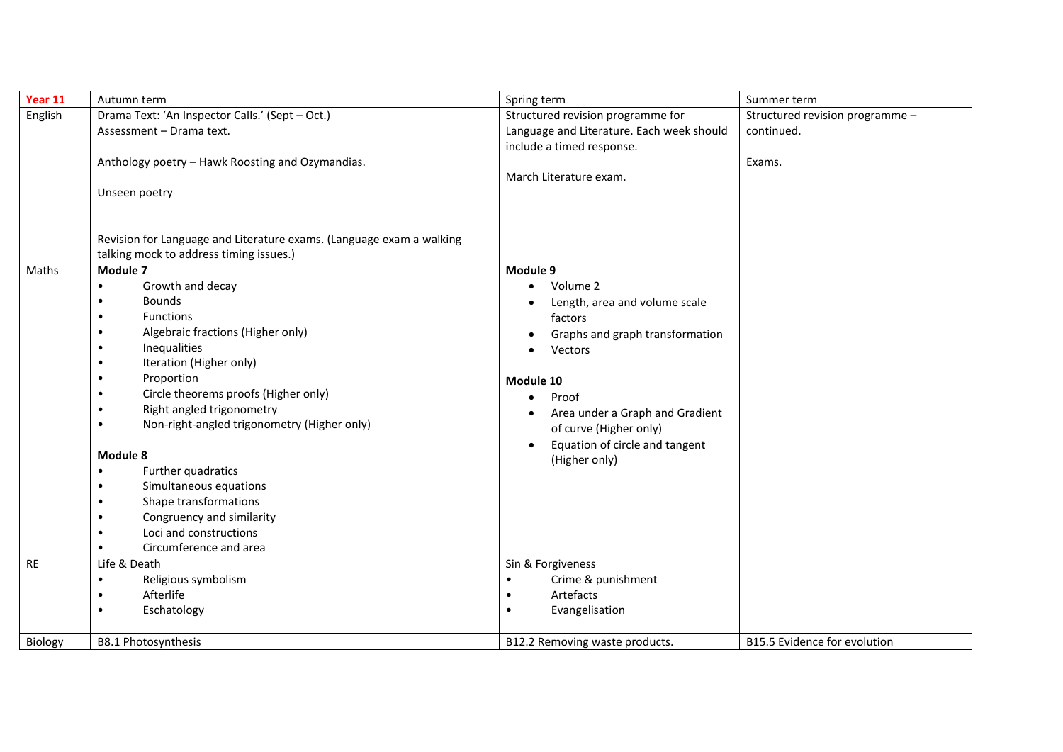| Year 11 | Autumn term | Spring term | Summer term |
|---|---|---|---|
| English | Drama Text: 'An Inspector Calls.' (Sept – Oct.)<br>Assessment – Drama text.<br><br>Anthology poetry – Hawk Roosting and Ozymandias.<br><br>Unseen poetry<br><br><br>Revision for Language and Literature exams. (Language exam a walking talking mock to address timing issues.) | Structured revision programme for Language and Literature. Each week should include a timed response.<br><br>March Literature exam. | Structured revision programme – continued.<br><br>Exams. |
| Maths | **Module 7**<br>• Growth and decay<br>• Bounds<br>• Functions<br>• Algebraic fractions (Higher only)<br>• Inequalities<br>• Iteration (Higher only)<br>• Proportion<br>• Circle theorems proofs (Higher only)<br>• Right angled trigonometry<br>• Non-right-angled trigonometry (Higher only)<br><br>**Module 8**<br>• Further quadratics<br>• Simultaneous equations<br>• Shape transformations<br>• Congruency and similarity<br>• Loci and constructions<br>• Circumference and area | **Module 9**<br>• Volume 2<br>• Length, area and volume scale factors<br>• Graphs and graph transformation<br>• Vectors<br><br>**Module 10**<br>• Proof<br>• Area under a Graph and Gradient of curve (Higher only)<br>• Equation of circle and tangent (Higher only) | |
| RE | Life & Death<br>• Religious symbolism<br>• Afterlife<br>• Eschatology | Sin & Forgiveness<br>• Crime & punishment<br>• Artefacts<br>• Evangelisation | |
| Biology | B8.1 Photosynthesis | B12.2 Removing waste products. | B15.5 Evidence for evolution |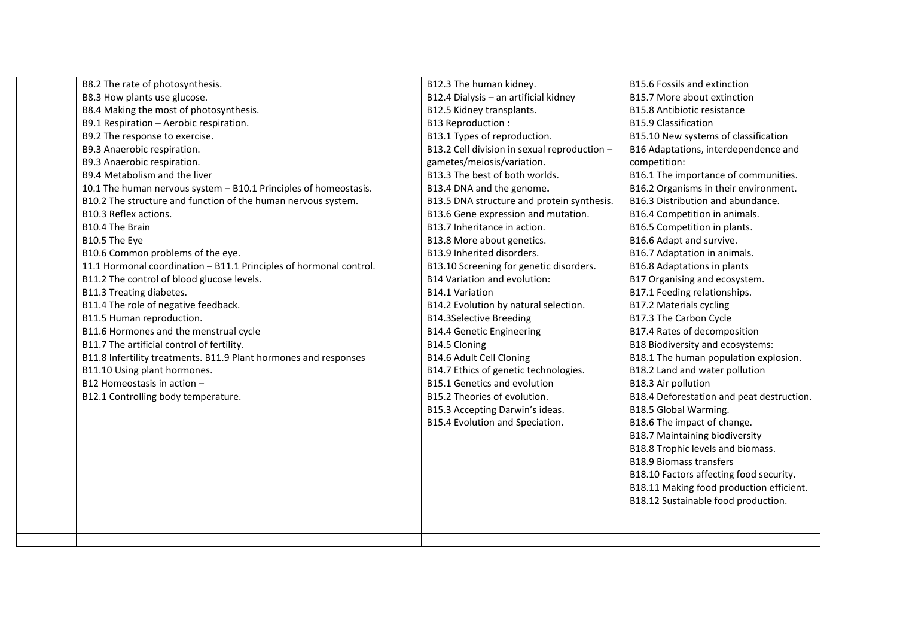| | | | |
|---|---|---|---|
| | B8.2 The rate of photosynthesis.<br>B8.3 How plants use glucose.<br>B8.4 Making the most of photosynthesis.<br>B9.1 Respiration – Aerobic respiration.<br>B9.2 The response to exercise.<br>B9.3 Anaerobic respiration.<br>B9.3 Anaerobic respiration.<br>B9.4 Metabolism and the liver<br>10.1 The human nervous system – B10.1 Principles of homeostasis.<br>B10.2 The structure and function of the human nervous system.<br>B10.3 Reflex actions.<br>B10.4 The Brain<br>B10.5 The Eye<br>B10.6 Common problems of the eye.<br>11.1 Hormonal coordination – B11.1 Principles of hormonal control.<br>B11.2 The control of blood glucose levels.<br>B11.3 Treating diabetes.<br>B11.4 The role of negative feedback.<br>B11.5 Human reproduction.<br>B11.6 Hormones and the menstrual cycle<br>B11.7 The artificial control of fertility.<br>B11.8 Infertility treatments. B11.9 Plant hormones and responses<br>B11.10 Using plant hormones.<br>B12 Homeostasis in action –<br>B12.1 Controlling body temperature. | B12.3 The human kidney.<br>B12.4 Dialysis – an artificial kidney<br>B12.5 Kidney transplants.<br>B13 Reproduction :<br>B13.1 Types of reproduction.<br>B13.2 Cell division in sexual reproduction – gametes/meiosis/variation.<br>B13.3 The best of both worlds.<br>B13.4 DNA and the genome.<br>B13.5 DNA structure and protein synthesis.<br>B13.6 Gene expression and mutation.<br>B13.7 Inheritance in action.<br>B13.8 More about genetics.<br>B13.9 Inherited disorders.<br>B13.10 Screening for genetic disorders.<br>B14 Variation and evolution:<br>B14.1 Variation<br>B14.2 Evolution by natural selection.<br>B14.3Selective Breeding<br>B14.4 Genetic Engineering<br>B14.5 Cloning<br>B14.6 Adult Cell Cloning<br>B14.7 Ethics of genetic technologies.<br>B15.1 Genetics and evolution<br>B15.2 Theories of evolution.<br>B15.3 Accepting Darwin's ideas.<br>B15.4 Evolution and Speciation. | B15.6 Fossils and extinction<br>B15.7 More about extinction<br>B15.8 Antibiotic resistance<br>B15.9 Classification<br>B15.10 New systems of classification<br>B16 Adaptations, interdependence and competition:<br>B16.1 The importance of communities.<br>B16.2 Organisms in their environment.<br>B16.3 Distribution and abundance.<br>B16.4 Competition in animals.<br>B16.5 Competition in plants.<br>B16.6 Adapt and survive.<br>B16.7 Adaptation in animals.<br>B16.8 Adaptations in plants<br>B17 Organising and ecosystem.<br>B17.1 Feeding relationships.<br>B17.2 Materials cycling<br>B17.3 The Carbon Cycle<br>B17.4 Rates of decomposition<br>B18 Biodiversity and ecosystems:<br>B18.1 The human population explosion.<br>B18.2 Land and water pollution<br>B18.3 Air pollution<br>B18.4 Deforestation and peat destruction.<br>B18.5 Global Warming.<br>B18.6 The impact of change.<br>B18.7 Maintaining biodiversity<br>B18.8 Trophic levels and biomass.<br>B18.9 Biomass transfers<br>B18.10 Factors affecting food security.<br>B18.11 Making food production efficient.<br>B18.12 Sustainable food production. |
| | | | |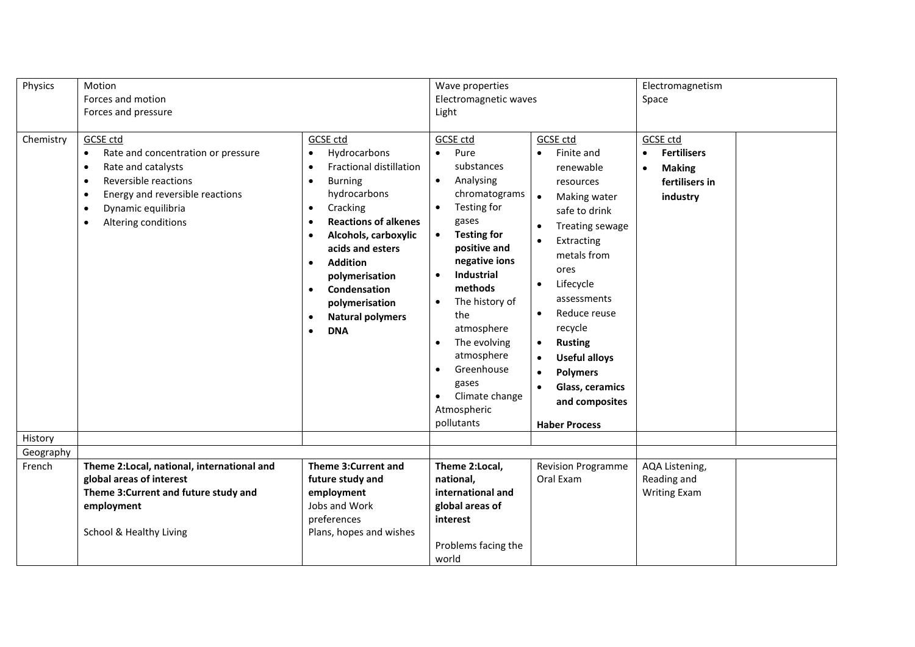| Physics | Motion<br>Forces and motion<br>Forces and pressure | | Wave properties<br>Electromagnetic waves<br>Light | | Electromagnetism<br>Space | |
|---|---|---|---|---|---|---|
| Chemistry | GCSE ctd<br>• Rate and concentration or pressure<br>• Rate and catalysts<br>• Reversible reactions<br>• Energy and reversible reactions<br>• Dynamic equilibria<br>• Altering conditions | GCSE ctd<br>• Hydrocarbons<br>• Fractional distillation<br>• Burning hydrocarbons<br>• Cracking<br>• **Reactions of alkenes**<br>• **Alcohols, carboxylic acids and esters**<br>• **Addition polymerisation**<br>• **Condensation polymerisation**<br>• **Natural polymers**<br>• **DNA** | GCSE ctd<br>• Pure substances<br>• Analysing chromatograms<br>• Testing for gases<br>• **Testing for positive and negative ions**<br>• **Industrial methods**<br>• The history of the atmosphere<br>• The evolving atmosphere<br>• Greenhouse gases<br>• Climate change<br>Atmospheric pollutants | GCSE ctd<br>• Finite and renewable resources<br>• Making water safe to drink<br>• Treating sewage<br>• Extracting metals from ores<br>• Lifecycle assessments<br>• Reduce reuse recycle<br>• **Rusting**<br>• **Useful alloys**<br>• **Polymers**<br>• **Glass, ceramics and composites**<br><br>**Haber Process** | GCSE ctd<br>• **Fertilisers**<br>• **Making fertilisers in industry** | |
| History | | | | | | |
| Geography | | | | | | |
| French | **Theme 2:Local, national, international and global areas of interest**<br>**Theme 3:Current and future study and employment**<br><br>School & Healthy Living | **Theme 3:Current and future study and employment**<br>Jobs and Work preferences<br>Plans, hopes and wishes | **Theme 2:Local, national, international and global areas of interest**<br><br>Problems facing the world | Revision Programme<br>Oral Exam | AQA Listening, Reading and Writing Exam | |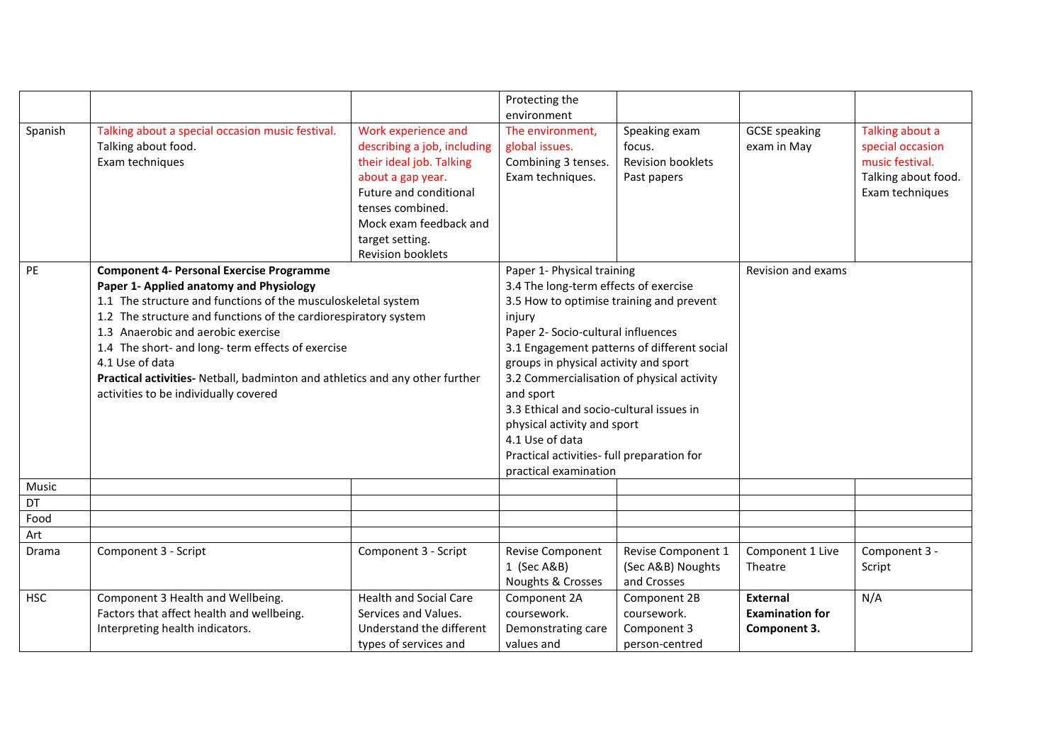| | | | | | | |
|---|---|---|---|---|---|---|
| | | | Protecting the environment | | | |
| Spanish | Talking about a special occasion music festival.<br>Talking about food.<br>Exam techniques | Work experience and describing a job, including their ideal job. Talking about a gap year.<br>Future and conditional tenses combined.<br>Mock exam feedback and target setting.<br>Revision booklets | The environment, global issues.<br>Combining 3 tenses.<br>Exam techniques. | Speaking exam focus.<br>Revision booklets<br>Past papers | GCSE speaking exam in May | Talking about a special occasion music festival.<br>Talking about food.<br>Exam techniques |
| PE | **Component 4- Personal Exercise Programme**<br>**Paper 1- Applied anatomy and Physiology**<br>1.1 The structure and functions of the musculoskeletal system<br>1.2 The structure and functions of the cardiorespiratory system<br>1.3 Anaerobic and aerobic exercise<br>1.4 The short- and long- term effects of exercise<br>4.1 Use of data<br>**Practical activities-** Netball, badminton and athletics and any other further activities to be individually covered | | Paper 1- Physical training<br>3.4 The long-term effects of exercise<br>3.5 How to optimise training and prevent injury<br>Paper 2- Socio-cultural influences<br>3.1 Engagement patterns of different social groups in physical activity and sport<br>3.2 Commercialisation of physical activity and sport<br>3.3 Ethical and socio-cultural issues in physical activity and sport<br>4.1 Use of data<br>Practical activities- full preparation for practical examination | | Revision and exams | |
| Music | | | | | | |
| DT | | | | | | |
| Food | | | | | | |
| Art | | | | | | |
| Drama | Component 3 - Script | Component 3 - Script | Revise Component 1 (Sec A&B) Noughts & Crosses | Revise Component 1 (Sec A&B) Noughts and Crosses | Component 1 Live Theatre | Component 3 - Script |
| HSC | Component 3 Health and Wellbeing.<br>Factors that affect health and wellbeing.<br>Interpreting health indicators. | Health and Social Care Services and Values.<br>Understand the different types of services and | Component 2A coursework.<br>Demonstrating care values and | Component 2B coursework.<br>Component 3 person-centred | **External Examination for Component 3.** | N/A |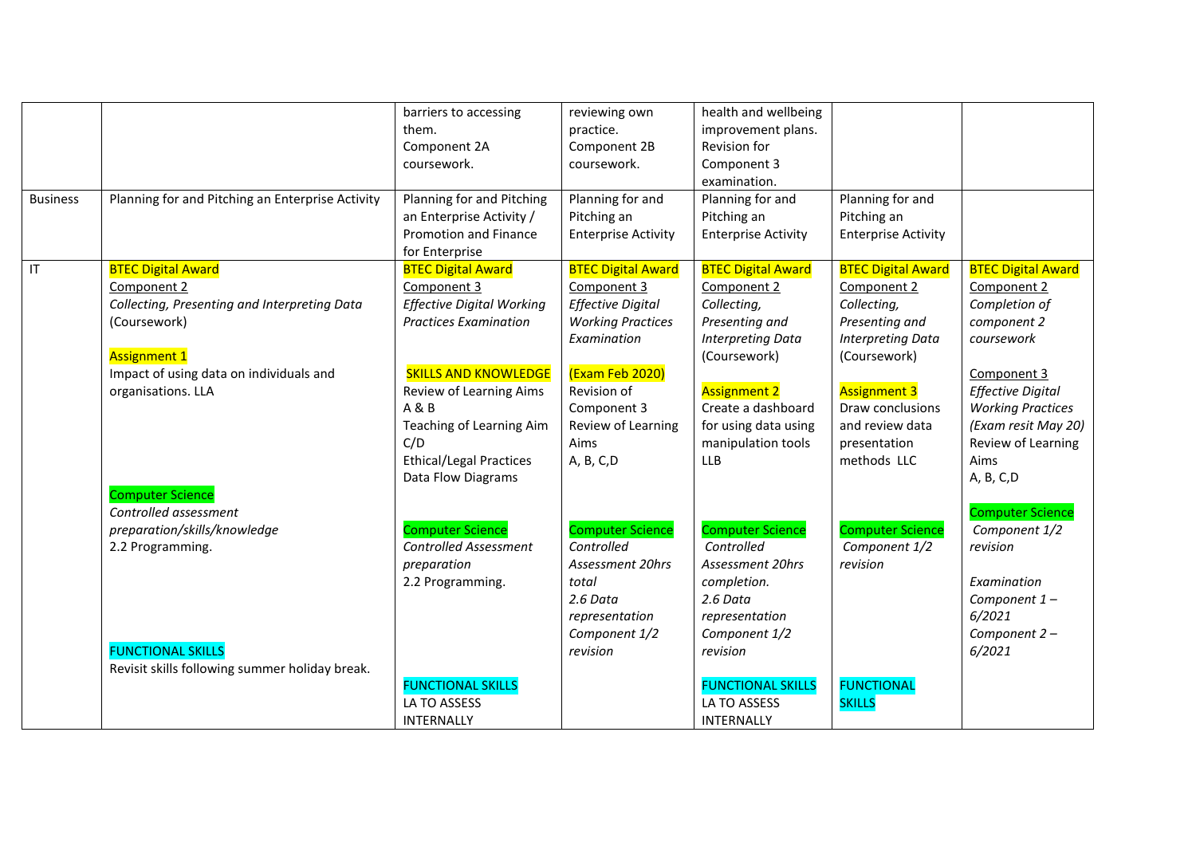|  |  |  |  |  |  |  |
|---|---|---|---|---|---|---|
|  |  | barriers to accessing them. Component 2A coursework. | reviewing own practice. Component 2B coursework. | health and wellbeing improvement plans. Revision for Component 3 examination. |  |  |
| Business | Planning for and Pitching an Enterprise Activity | Planning for and Pitching an Enterprise Activity / Promotion and Finance for Enterprise | Planning for and Pitching an Enterprise Activity | Planning for and Pitching an Enterprise Activity | Planning for and Pitching an Enterprise Activity |  |
| IT | BTEC Digital Award<br>Component 2<br>*Collecting, Presenting and Interpreting Data* (Coursework)<br><br>Assignment 1<br>Impact of using data on individuals and organisations. LLA<br><br>Computer Science<br>*Controlled assessment preparation/skills/knowledge*<br>2.2 Programming.<br><br>FUNCTIONAL SKILLS<br>Revisit skills following summer holiday break. | BTEC Digital Award<br>Component 3<br>*Effective Digital Working Practices Examination*<br><br>SKILLS AND KNOWLEDGE<br>Review of Learning Aims A & B<br>Teaching of Learning Aim C/D<br>Ethical/Legal Practices<br>Data Flow Diagrams<br><br>Computer Science<br>*Controlled Assessment preparation*<br>2.2 Programming.<br><br>FUNCTIONAL SKILLS<br>LA TO ASSESS INTERNALLY | BTEC Digital Award<br>Component 3<br>*Effective Digital Working Practices Examination*<br><br>(Exam Feb 2020)<br>Revision of Component 3<br>Review of Learning Aims<br>A, B, C,D<br><br>Computer Science<br>*Controlled Assessment 20hrs total*<br>*2.6 Data representation*<br>*Component 1/2 revision* | BTEC Digital Award<br>Component 2<br>*Collecting, Presenting and Interpreting Data* (Coursework)<br><br>Assignment 2<br>Create a dashboard for using data using manipulation tools LLB<br><br>Computer Science<br>*Controlled Assessment 20hrs completion.*<br>*2.6 Data representation*<br>*Component 1/2 revision*<br><br>FUNCTIONAL SKILLS<br>LA TO ASSESS INTERNALLY | BTEC Digital Award<br>Component 2<br>*Collecting, Presenting and Interpreting Data* (Coursework)<br><br>Assignment 3<br>Draw conclusions and review data presentation methods LLC<br><br>Computer Science<br>*Component 1/2 revision*<br><br>FUNCTIONAL SKILLS | BTEC Digital Award<br>Component 2<br>*Completion of component 2 coursework*<br><br>Component 3<br>*Effective Digital Working Practices (Exam resit May 20)*<br>Review of Learning Aims<br>A, B, C,D<br><br>Computer Science<br>*Component 1/2 revision*<br><br>*Examination*<br>*Component 1 – 6/2021*<br>*Component 2 – 6/2021* |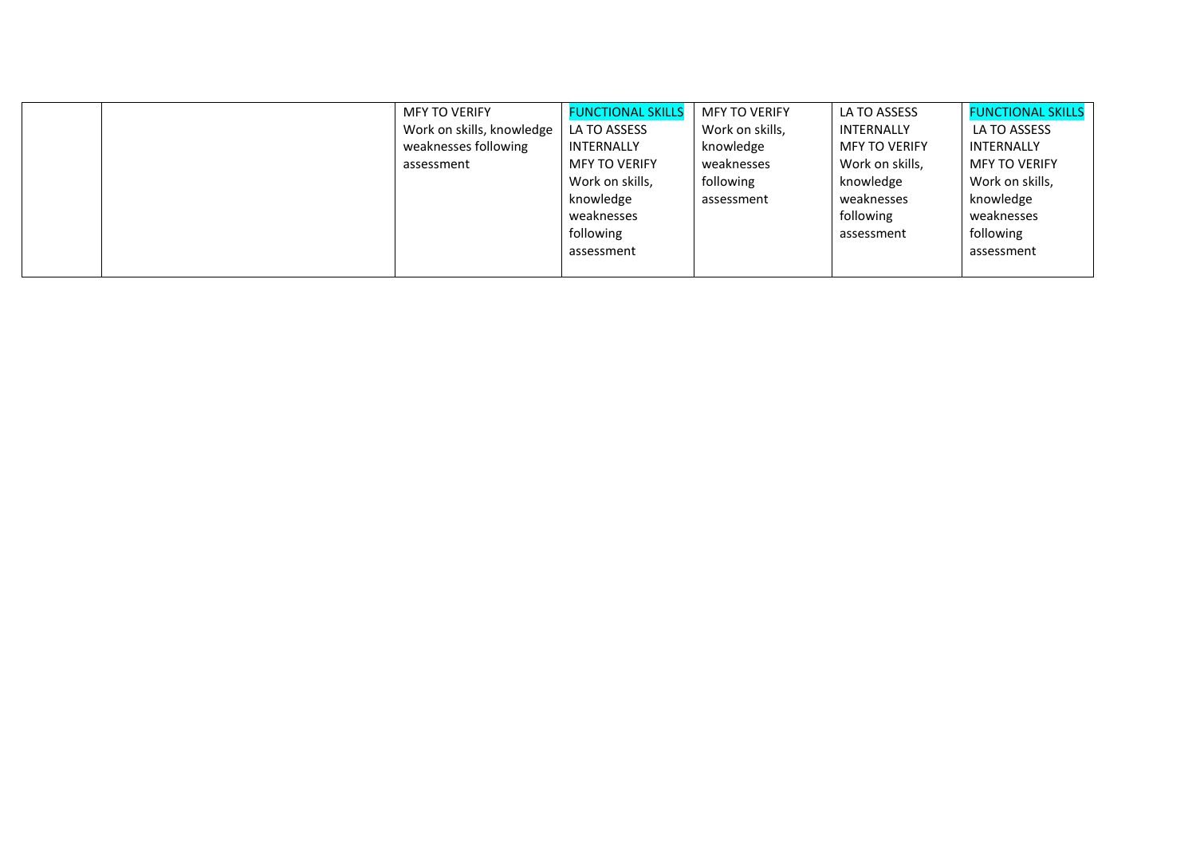| | | | | | | |
|---|---|---|---|---|---|---|
| | | MFY TO VERIFY<br>Work on skills, knowledge weaknesses following assessment | FUNCTIONAL SKILLS<br>LA TO ASSESS INTERNALLY<br>MFY TO VERIFY<br>Work on skills, knowledge weaknesses following assessment | MFY TO VERIFY<br>Work on skills, knowledge weaknesses following assessment | LA TO ASSESS INTERNALLY<br>MFY TO VERIFY<br>Work on skills, knowledge weaknesses following assessment | FUNCTIONAL SKILLS<br>LA TO ASSESS INTERNALLY<br>MFY TO VERIFY<br>Work on skills, knowledge weaknesses following assessment |